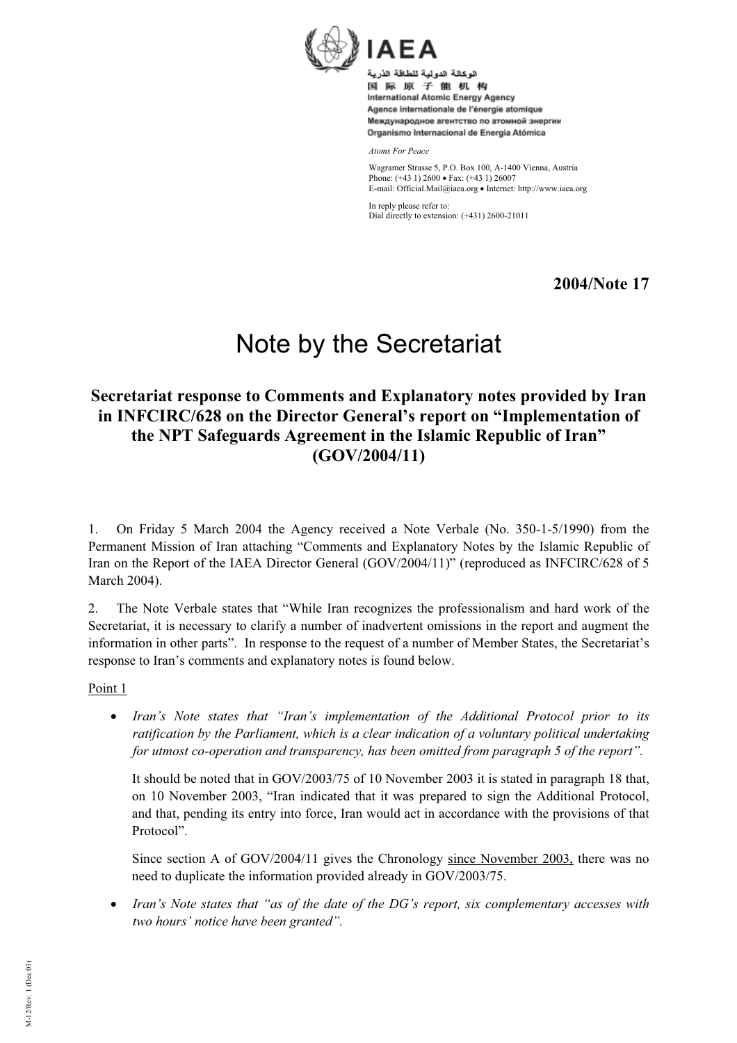IAEA

الوكالة الدولية للطاقة الذرية
国际原子能机构
International Atomic Energy Agency
Agence internationale de l'énergie atomique
Международное агентство по атомной энергии
Organismo Internacional de Energía Atómica

*Atoms For Peace*

Wagramer Strasse 5, P.O. Box 100, A-1400 Vienna, Austria
Phone: (+43 1) 2600 • Fax: (+43 1) 26007
E-mail: Official.Mail@iaea.org • Internet: http://www.iaea.org

In reply please refer to:
Dial directly to extension: (+431) 2600-21011

**2004/Note 17**

# Note by the Secretariat

## Secretariat response to Comments and Explanatory notes provided by Iran in INFCIRC/628 on the Director General's report on "Implementation of the NPT Safeguards Agreement in the Islamic Republic of Iran" (GOV/2004/11)

1. On Friday 5 March 2004 the Agency received a Note Verbale (No. 350-1-5/1990) from the Permanent Mission of Iran attaching "Comments and Explanatory Notes by the Islamic Republic of Iran on the Report of the IAEA Director General (GOV/2004/11)" (reproduced as INFCIRC/628 of 5 March 2004).

2. The Note Verbale states that "While Iran recognizes the professionalism and hard work of the Secretariat, it is necessary to clarify a number of inadvertent omissions in the report and augment the information in other parts". In response to the request of a number of Member States, the Secretariat's response to Iran's comments and explanatory notes is found below.

<u>Point 1</u>

- *Iran's Note states that "Iran's implementation of the Additional Protocol prior to its ratification by the Parliament, which is a clear indication of a voluntary political undertaking for utmost co-operation and transparency, has been omitted from paragraph 5 of the report".*

  It should be noted that in GOV/2003/75 of 10 November 2003 it is stated in paragraph 18 that, on 10 November 2003, "Iran indicated that it was prepared to sign the Additional Protocol, and that, pending its entry into force, Iran would act in accordance with the provisions of that Protocol".

  Since section A of GOV/2004/11 gives the Chronology <u>since November 2003,</u> there was no need to duplicate the information provided already in GOV/2003/75.

- *Iran's Note states that "as of the date of the DG's report, six complementary accesses with two hours' notice have been granted".*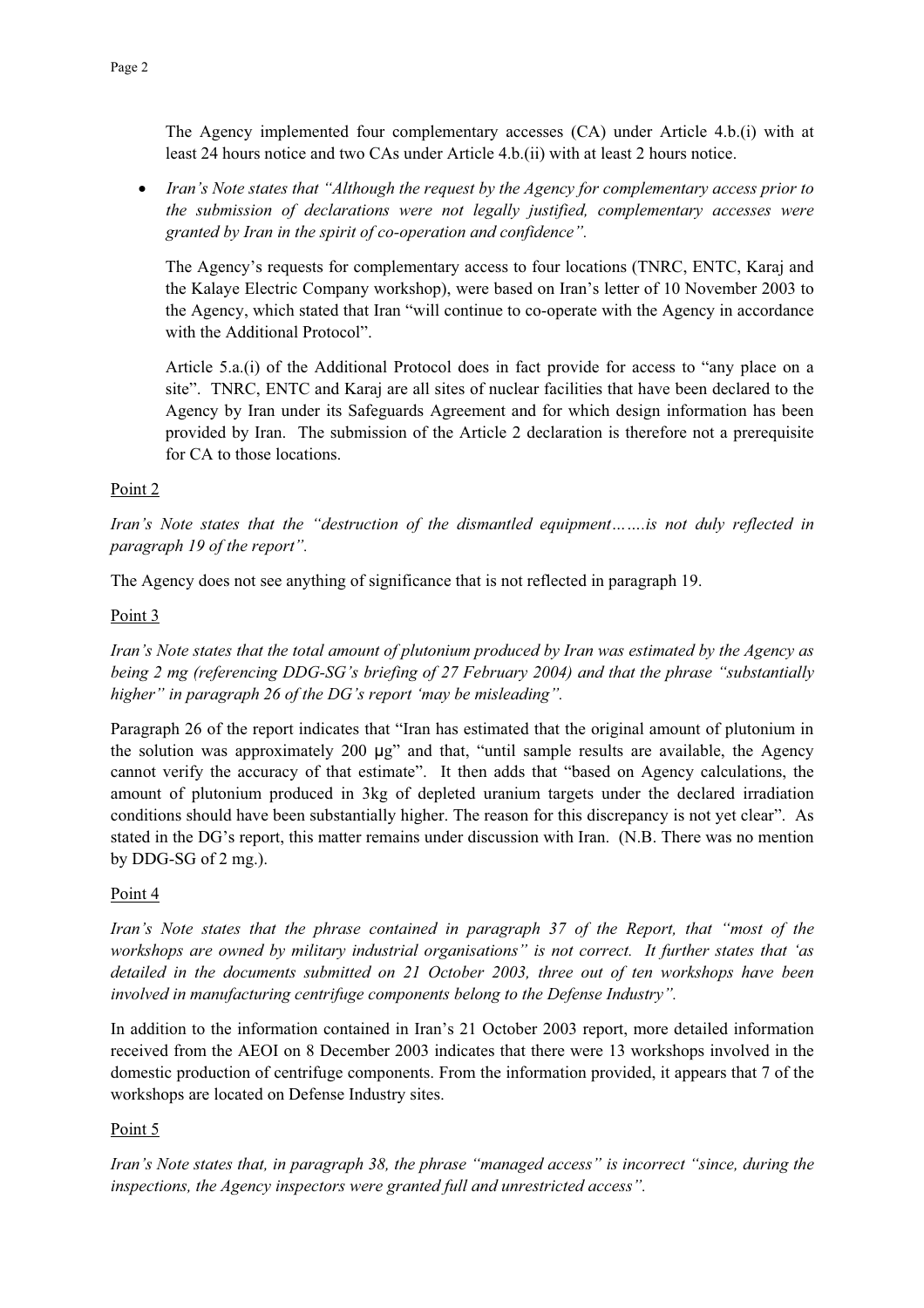The Agency implemented four complementary accesses (CA) under Article 4.b.(i) with at least 24 hours notice and two CAs under Article 4.b.(ii) with at least 2 hours notice.

- *Iran's Note states that "Although the request by the Agency for complementary access prior to the submission of declarations were not legally justified, complementary accesses were granted by Iran in the spirit of co-operation and confidence".*

  The Agency's requests for complementary access to four locations (TNRC, ENTC, Karaj and the Kalaye Electric Company workshop), were based on Iran's letter of 10 November 2003 to the Agency, which stated that Iran "will continue to co-operate with the Agency in accordance with the Additional Protocol".

  Article 5.a.(i) of the Additional Protocol does in fact provide for access to "any place on a site". TNRC, ENTC and Karaj are all sites of nuclear facilities that have been declared to the Agency by Iran under its Safeguards Agreement and for which design information has been provided by Iran. The submission of the Article 2 declaration is therefore not a prerequisite for CA to those locations.

Point 2

*Iran's Note states that the "destruction of the dismantled equipment…….is not duly reflected in paragraph 19 of the report".*

The Agency does not see anything of significance that is not reflected in paragraph 19.

Point 3

*Iran's Note states that the total amount of plutonium produced by Iran was estimated by the Agency as being 2 mg (referencing DDG-SG's briefing of 27 February 2004) and that the phrase "substantially higher" in paragraph 26 of the DG's report 'may be misleading".*

Paragraph 26 of the report indicates that "Iran has estimated that the original amount of plutonium in the solution was approximately 200 μg" and that, "until sample results are available, the Agency cannot verify the accuracy of that estimate". It then adds that "based on Agency calculations, the amount of plutonium produced in 3kg of depleted uranium targets under the declared irradiation conditions should have been substantially higher. The reason for this discrepancy is not yet clear". As stated in the DG's report, this matter remains under discussion with Iran. (N.B. There was no mention by DDG-SG of 2 mg.).

Point 4

*Iran's Note states that the phrase contained in paragraph 37 of the Report, that "most of the workshops are owned by military industrial organisations" is not correct. It further states that 'as detailed in the documents submitted on 21 October 2003, three out of ten workshops have been involved in manufacturing centrifuge components belong to the Defense Industry".*

In addition to the information contained in Iran's 21 October 2003 report, more detailed information received from the AEOI on 8 December 2003 indicates that there were 13 workshops involved in the domestic production of centrifuge components. From the information provided, it appears that 7 of the workshops are located on Defense Industry sites.

Point 5

*Iran's Note states that, in paragraph 38, the phrase "managed access" is incorrect "since, during the inspections, the Agency inspectors were granted full and unrestricted access".*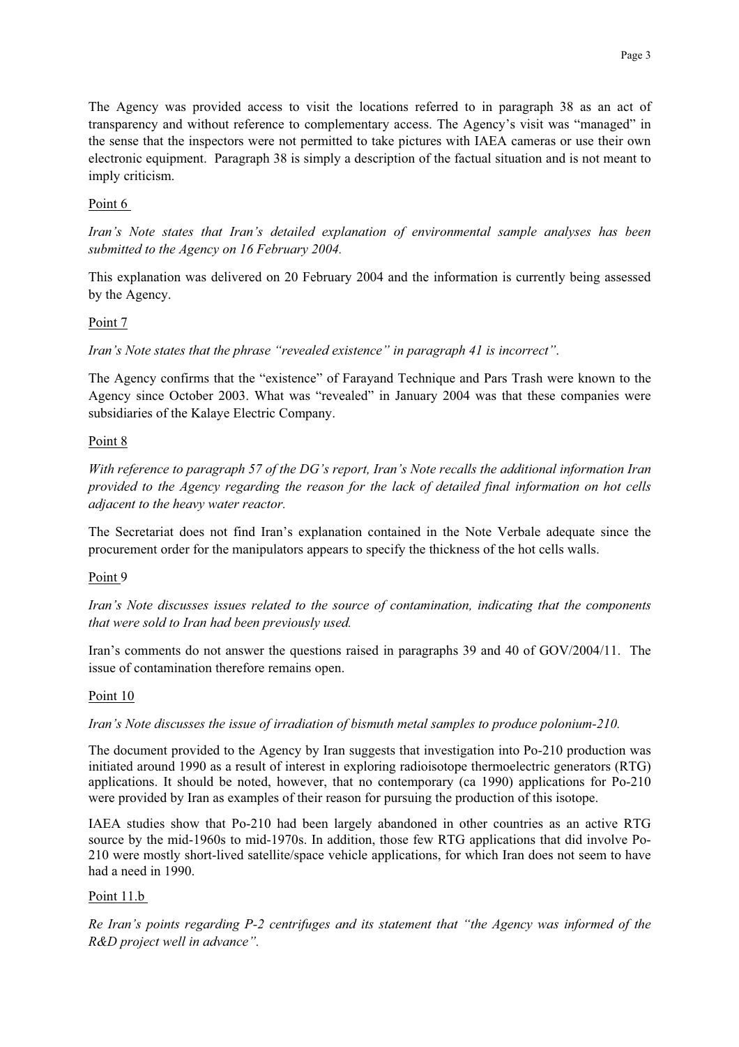The Agency was provided access to visit the locations referred to in paragraph 38 as an act of transparency and without reference to complementary access. The Agency's visit was "managed" in the sense that the inspectors were not permitted to take pictures with IAEA cameras or use their own electronic equipment. Paragraph 38 is simply a description of the factual situation and is not meant to imply criticism.

Point 6

*Iran's Note states that Iran's detailed explanation of environmental sample analyses has been submitted to the Agency on 16 February 2004.*

This explanation was delivered on 20 February 2004 and the information is currently being assessed by the Agency.

Point 7

*Iran's Note states that the phrase "revealed existence" in paragraph 41 is incorrect".*

The Agency confirms that the "existence" of Farayand Technique and Pars Trash were known to the Agency since October 2003. What was "revealed" in January 2004 was that these companies were subsidiaries of the Kalaye Electric Company.

Point 8

*With reference to paragraph 57 of the DG's report, Iran's Note recalls the additional information Iran provided to the Agency regarding the reason for the lack of detailed final information on hot cells adjacent to the heavy water reactor.*

The Secretariat does not find Iran's explanation contained in the Note Verbale adequate since the procurement order for the manipulators appears to specify the thickness of the hot cells walls.

Point 9

*Iran's Note discusses issues related to the source of contamination, indicating that the components that were sold to Iran had been previously used.*

Iran's comments do not answer the questions raised in paragraphs 39 and 40 of GOV/2004/11. The issue of contamination therefore remains open.

Point 10

*Iran's Note discusses the issue of irradiation of bismuth metal samples to produce polonium-210.*

The document provided to the Agency by Iran suggests that investigation into Po-210 production was initiated around 1990 as a result of interest in exploring radioisotope thermoelectric generators (RTG) applications. It should be noted, however, that no contemporary (ca 1990) applications for Po-210 were provided by Iran as examples of their reason for pursuing the production of this isotope.

IAEA studies show that Po-210 had been largely abandoned in other countries as an active RTG source by the mid-1960s to mid-1970s. In addition, those few RTG applications that did involve Po-210 were mostly short-lived satellite/space vehicle applications, for which Iran does not seem to have had a need in 1990.

Point 11.b

*Re Iran's points regarding P-2 centrifuges and its statement that "the Agency was informed of the R&D project well in advance".*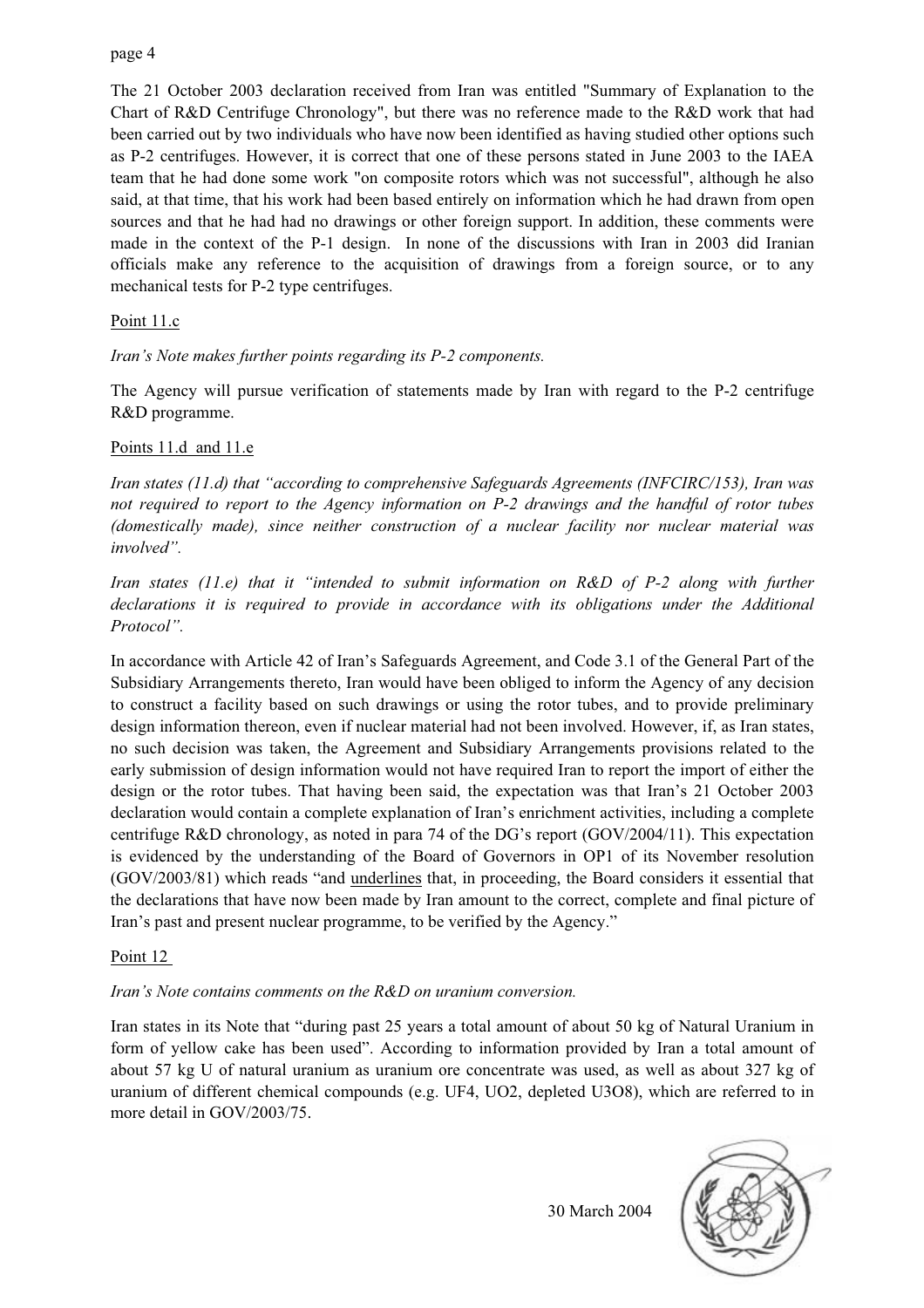The 21 October 2003 declaration received from Iran was entitled "Summary of Explanation to the Chart of R&D Centrifuge Chronology", but there was no reference made to the R&D work that had been carried out by two individuals who have now been identified as having studied other options such as P-2 centrifuges. However, it is correct that one of these persons stated in June 2003 to the IAEA team that he had done some work "on composite rotors which was not successful", although he also said, at that time, that his work had been based entirely on information which he had drawn from open sources and that he had had no drawings or other foreign support. In addition, these comments were made in the context of the P-1 design. In none of the discussions with Iran in 2003 did Iranian officials make any reference to the acquisition of drawings from a foreign source, or to any mechanical tests for P-2 type centrifuges.

Point 11.c

*Iran's Note makes further points regarding its P-2 components.*

The Agency will pursue verification of statements made by Iran with regard to the P-2 centrifuge R&D programme.

Points 11.d and 11.e

*Iran states (11.d) that "according to comprehensive Safeguards Agreements (INFCIRC/153), Iran was not required to report to the Agency information on P-2 drawings and the handful of rotor tubes (domestically made), since neither construction of a nuclear facility nor nuclear material was involved".*

*Iran states (11.e) that it "intended to submit information on R&D of P-2 along with further declarations it is required to provide in accordance with its obligations under the Additional Protocol".*

In accordance with Article 42 of Iran's Safeguards Agreement, and Code 3.1 of the General Part of the Subsidiary Arrangements thereto, Iran would have been obliged to inform the Agency of any decision to construct a facility based on such drawings or using the rotor tubes, and to provide preliminary design information thereon, even if nuclear material had not been involved. However, if, as Iran states, no such decision was taken, the Agreement and Subsidiary Arrangements provisions related to the early submission of design information would not have required Iran to report the import of either the design or the rotor tubes. That having been said, the expectation was that Iran's 21 October 2003 declaration would contain a complete explanation of Iran's enrichment activities, including a complete centrifuge R&D chronology, as noted in para 74 of the DG's report (GOV/2004/11). This expectation is evidenced by the understanding of the Board of Governors in OP1 of its November resolution (GOV/2003/81) which reads "and underlines that, in proceeding, the Board considers it essential that the declarations that have now been made by Iran amount to the correct, complete and final picture of Iran's past and present nuclear programme, to be verified by the Agency."

Point 12

*Iran's Note contains comments on the R&D on uranium conversion.*

Iran states in its Note that "during past 25 years a total amount of about 50 kg of Natural Uranium in form of yellow cake has been used". According to information provided by Iran a total amount of about 57 kg U of natural uranium as uranium ore concentrate was used, as well as about 327 kg of uranium of different chemical compounds (e.g. $UF_4$, $UO_2$, depleted $U_3O_8$), which are referred to in more detail in GOV/2003/75.

30 March 2004